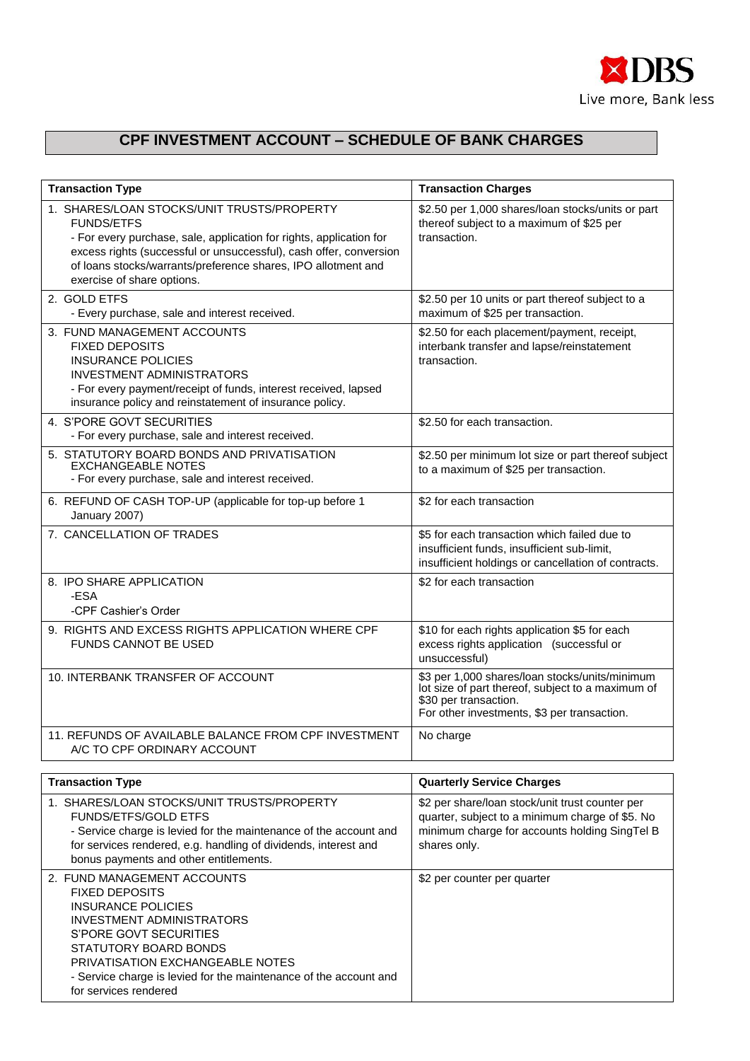DBS
Live more, Bank less

# CPF INVESTMENT ACCOUNT – SCHEDULE OF BANK CHARGES

| Transaction Type | Transaction Charges |
|---|---|
| 1. SHARES/LOAN STOCKS/UNIT TRUSTS/PROPERTY FUNDS/ETFS<br>- For every purchase, sale, application for rights, application for excess rights (successful or unsuccessful), cash offer, conversion of loans stocks/warrants/preference shares, IPO allotment and exercise of share options. | $2.50 per 1,000 shares/loan stocks/units or part thereof subject to a maximum of $25 per transaction. |
| 2. GOLD ETFS<br>- Every purchase, sale and interest received. | $2.50 per 10 units or part thereof subject to a maximum of $25 per transaction. |
| 3. FUND MANAGEMENT ACCOUNTS<br>FIXED DEPOSITS<br>INSURANCE POLICIES<br>INVESTMENT ADMINISTRATORS<br>- For every payment/receipt of funds, interest received, lapsed insurance policy and reinstatement of insurance policy. | $2.50 for each placement/payment, receipt, interbank transfer and lapse/reinstatement transaction. |
| 4. S'PORE GOVT SECURITIES<br>- For every purchase, sale and interest received. | $2.50 for each transaction. |
| 5. STATUTORY BOARD BONDS AND PRIVATISATION EXCHANGEABLE NOTES<br>- For every purchase, sale and interest received. | $2.50 per minimum lot size or part thereof subject to a maximum of $25 per transaction. |
| 6. REFUND OF CASH TOP-UP (applicable for top-up before 1 January 2007) | $2 for each transaction |
| 7. CANCELLATION OF TRADES | $5 for each transaction which failed due to insufficient funds, insufficient sub-limit, insufficient holdings or cancellation of contracts. |
| 8. IPO SHARE APPLICATION<br>-ESA<br>-CPF Cashier's Order | $2 for each transaction |
| 9. RIGHTS AND EXCESS RIGHTS APPLICATION WHERE CPF FUNDS CANNOT BE USED | $10 for each rights application $5 for each excess rights application (successful or unsuccessful) |
| 10. INTERBANK TRANSFER OF ACCOUNT | $3 per 1,000 shares/loan stocks/units/minimum lot size of part thereof, subject to a maximum of $30 per transaction.<br>For other investments, $3 per transaction. |
| 11. REFUNDS OF AVAILABLE BALANCE FROM CPF INVESTMENT A/C TO CPF ORDINARY ACCOUNT | No charge |

| Transaction Type | Quarterly Service Charges |
|---|---|
| 1. SHARES/LOAN STOCKS/UNIT TRUSTS/PROPERTY FUNDS/ETFS/GOLD ETFS<br>- Service charge is levied for the maintenance of the account and for services rendered, e.g. handling of dividends, interest and bonus payments and other entitlements. | $2 per share/loan stock/unit trust counter per quarter, subject to a minimum charge of $5. No minimum charge for accounts holding SingTel B shares only. |
| 2. FUND MANAGEMENT ACCOUNTS<br>FIXED DEPOSITS<br>INSURANCE POLICIES<br>INVESTMENT ADMINISTRATORS<br>S'PORE GOVT SECURITIES<br>STATUTORY BOARD BONDS<br>PRIVATISATION EXCHANGEABLE NOTES<br>- Service charge is levied for the maintenance of the account and for services rendered | $2 per counter per quarter |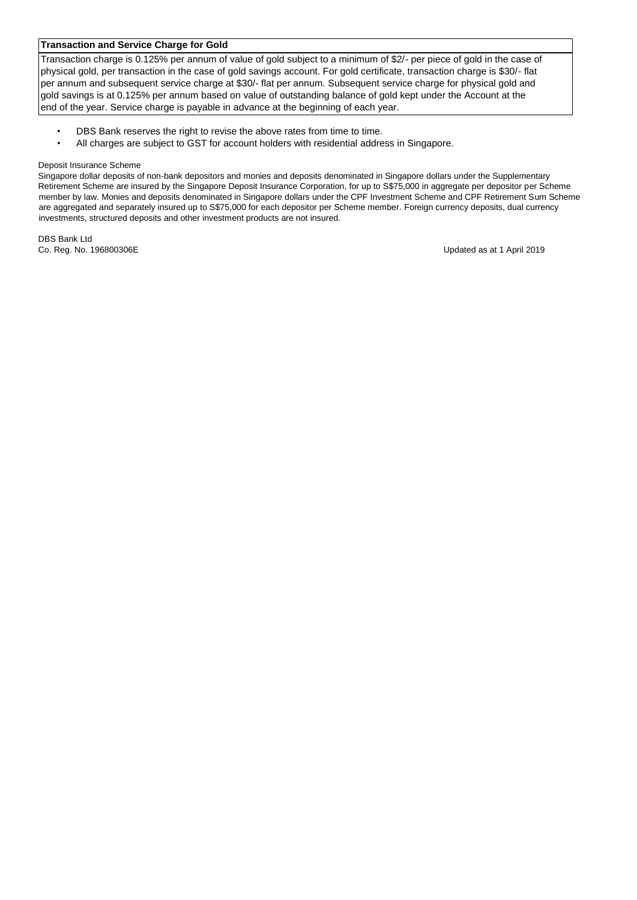**Transaction and Service Charge for Gold**

Transaction charge is 0.125% per annum of value of gold subject to a minimum of $2/- per piece of gold in the case of physical gold, per transaction in the case of gold savings account. For gold certificate, transaction charge is $30/- flat per annum and subsequent service charge at $30/- flat per annum. Subsequent service charge for physical gold and gold savings is at 0.125% per annum based on value of outstanding balance of gold kept under the Account at the end of the year. Service charge is payable in advance at the beginning of each year.

- DBS Bank reserves the right to revise the above rates from time to time.
- All charges are subject to GST for account holders with residential address in Singapore.

Deposit Insurance Scheme

Singapore dollar deposits of non-bank depositors and monies and deposits denominated in Singapore dollars under the Supplementary Retirement Scheme are insured by the Singapore Deposit Insurance Corporation, for up to S$75,000 in aggregate per depositor per Scheme member by law. Monies and deposits denominated in Singapore dollars under the CPF Investment Scheme and CPF Retirement Sum Scheme are aggregated and separately insured up to S$75,000 for each depositor per Scheme member. Foreign currency deposits, dual currency investments, structured deposits and other investment products are not insured.

DBS Bank Ltd
Co. Reg. No. 196800306E

Updated as at 1 April 2019